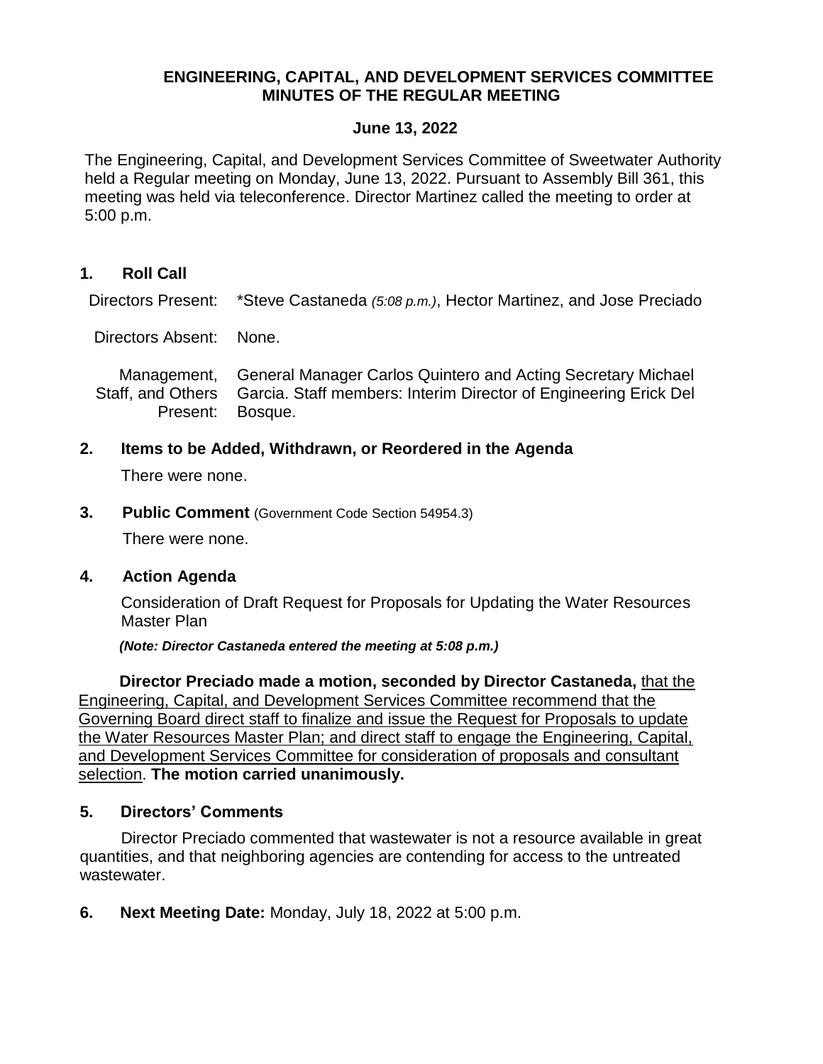# ENGINEERING, CAPITAL, AND DEVELOPMENT SERVICES COMMITTEE MINUTES OF THE REGULAR MEETING

## June 13, 2022

The Engineering, Capital, and Development Services Committee of Sweetwater Authority held a Regular meeting on Monday, June 13, 2022. Pursuant to Assembly Bill 361, this meeting was held via teleconference. Director Martinez called the meeting to order at 5:00 p.m.

### 1. Roll Call

| | |
|---|---|
| Directors Present: | *Steve Castaneda *(5:08 p.m.)*, Hector Martinez, and Jose Preciado |
| Directors Absent: | None. |
| Management, Staff, and Others Present: | General Manager Carlos Quintero and Acting Secretary Michael Garcia. Staff members: Interim Director of Engineering Erick Del Bosque. |

### 2. Items to be Added, Withdrawn, or Reordered in the Agenda

There were none.

### 3. Public Comment (Government Code Section 54954.3)

There were none.

### 4. Action Agenda

Consideration of Draft Request for Proposals for Updating the Water Resources Master Plan

***(Note: Director Castaneda entered the meeting at 5:08 p.m.)***

**Director Preciado made a motion, seconded by Director Castaneda,** that the Engineering, Capital, and Development Services Committee recommend that the Governing Board direct staff to finalize and issue the Request for Proposals to update the Water Resources Master Plan; and direct staff to engage the Engineering, Capital, and Development Services Committee for consideration of proposals and consultant selection. **The motion carried unanimously.**

### 5. Directors' Comments

Director Preciado commented that wastewater is not a resource available in great quantities, and that neighboring agencies are contending for access to the untreated wastewater.

### 6. Next Meeting Date: Monday, July 18, 2022 at 5:00 p.m.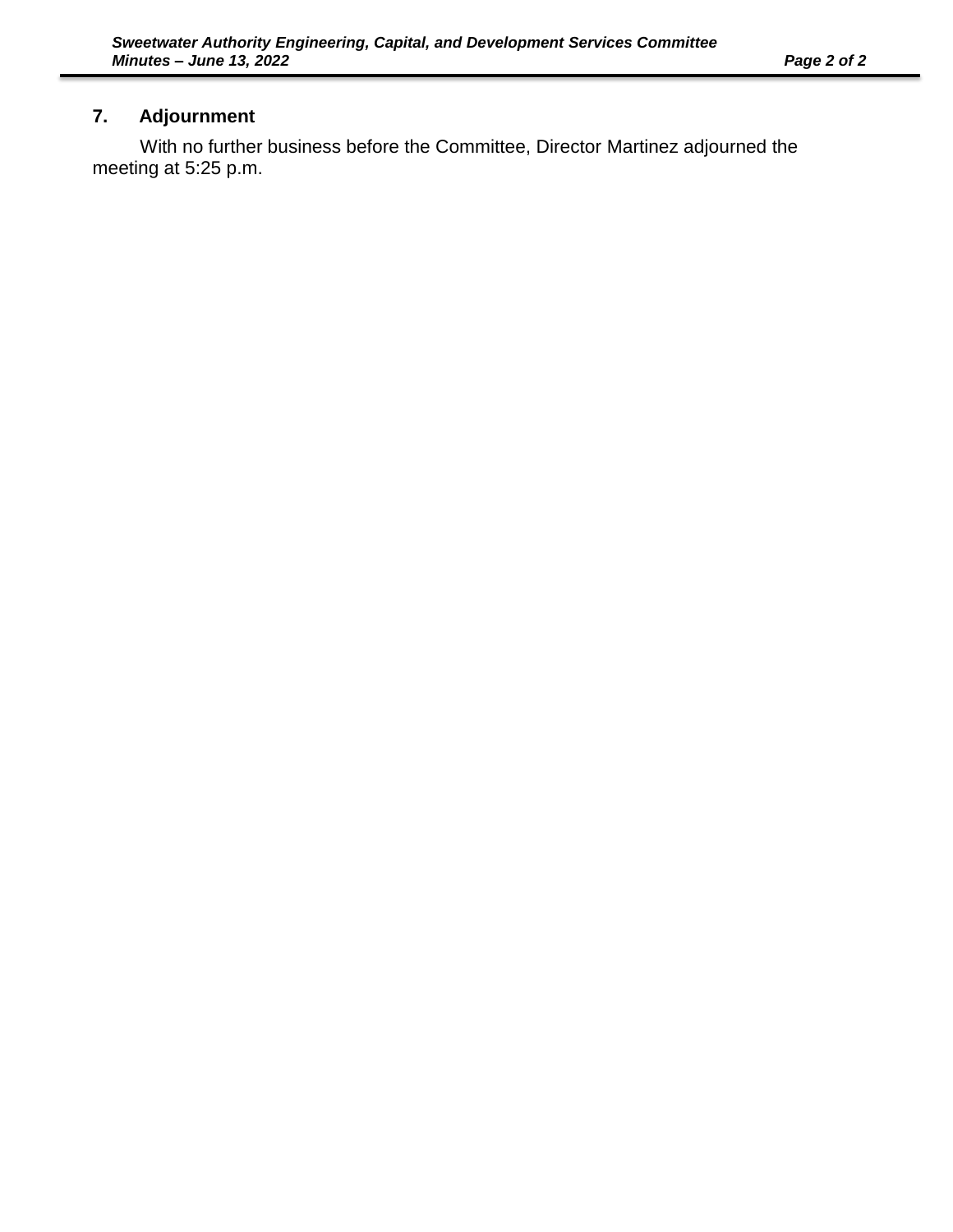## 7. Adjournment

With no further business before the Committee, Director Martinez adjourned the meeting at 5:25 p.m.